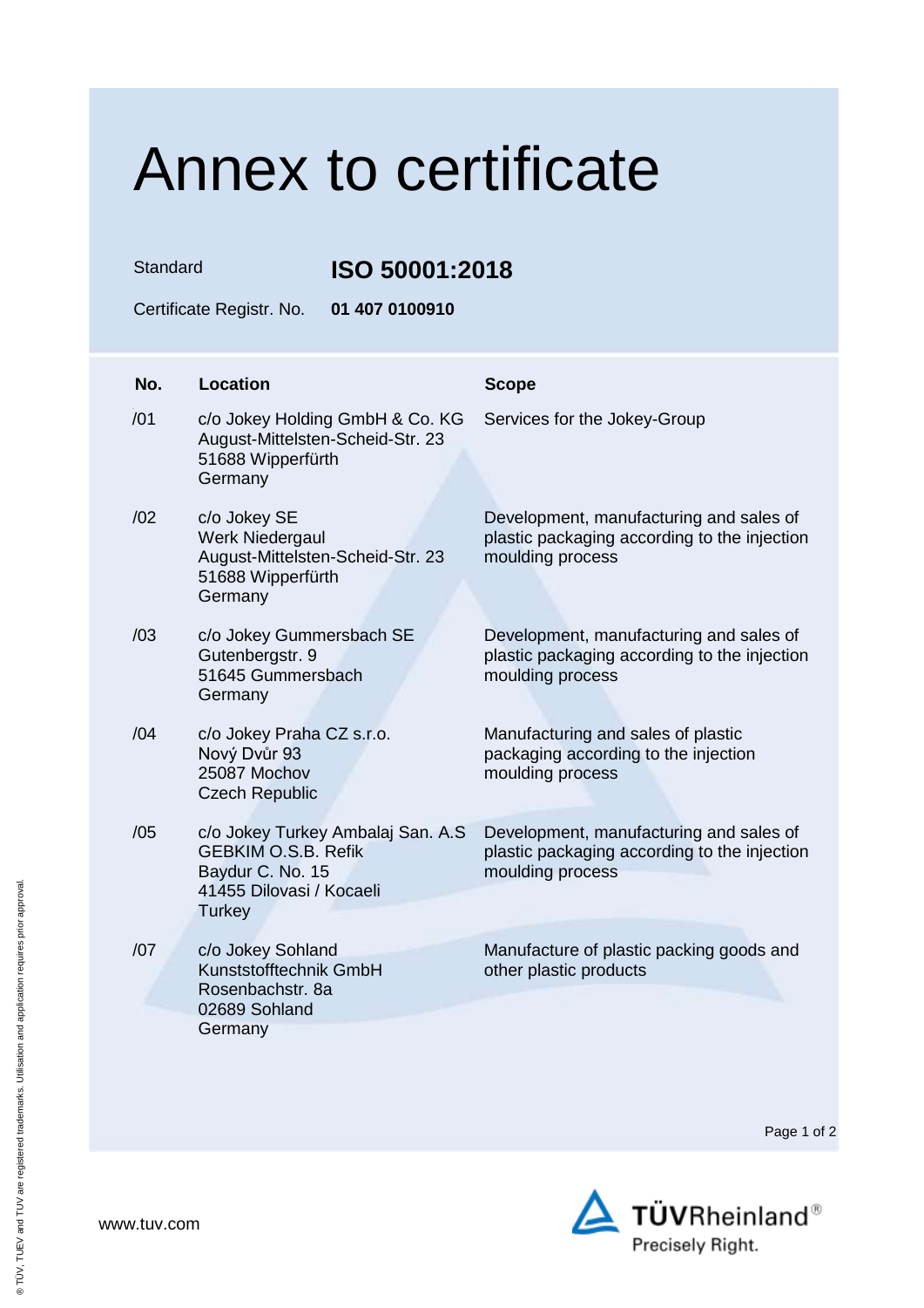# Annex to certificate

Standard **ISO 50001:2018**

Certificate Registr. No. **01 407 0100910**

| No. | Location | Scope |
|---|---|---|
| /01 | c/o Jokey Holding GmbH & Co. KG<br>August-Mittelsten-Scheid-Str. 23<br>51688 Wipperfürth<br>Germany | Services for the Jokey-Group |
| /02 | c/o Jokey SE<br>Werk Niedergaul<br>August-Mittelsten-Scheid-Str. 23<br>51688 Wipperfürth<br>Germany | Development, manufacturing and sales of plastic packaging according to the injection moulding process |
| /03 | c/o Jokey Gummersbach SE<br>Gutenbergstr. 9<br>51645 Gummersbach<br>Germany | Development, manufacturing and sales of plastic packaging according to the injection moulding process |
| /04 | c/o Jokey Praha CZ s.r.o.<br>Nový Dvůr 93<br>25087 Mochov<br>Czech Republic | Manufacturing and sales of plastic packaging according to the injection moulding process |
| /05 | c/o Jokey Turkey Ambalaj San. A.S<br>GEBKIM O.S.B. Refik<br>Baydur C. No. 15<br>41455 Dilovasi / Kocaeli<br>Turkey | Development, manufacturing and sales of plastic packaging according to the injection moulding process |
| /07 | c/o Jokey Sohland<br>Kunststofftechnik GmbH<br>Rosenbachstr. 8a<br>02689 Sohland<br>Germany | Manufacture of plastic packing goods and other plastic products |

www.tuv.com

TÜVRheinland®
Precisely Right.

® TÜV, TUEV and TUV are registered trademarks. Utilisation and application requires prior approval.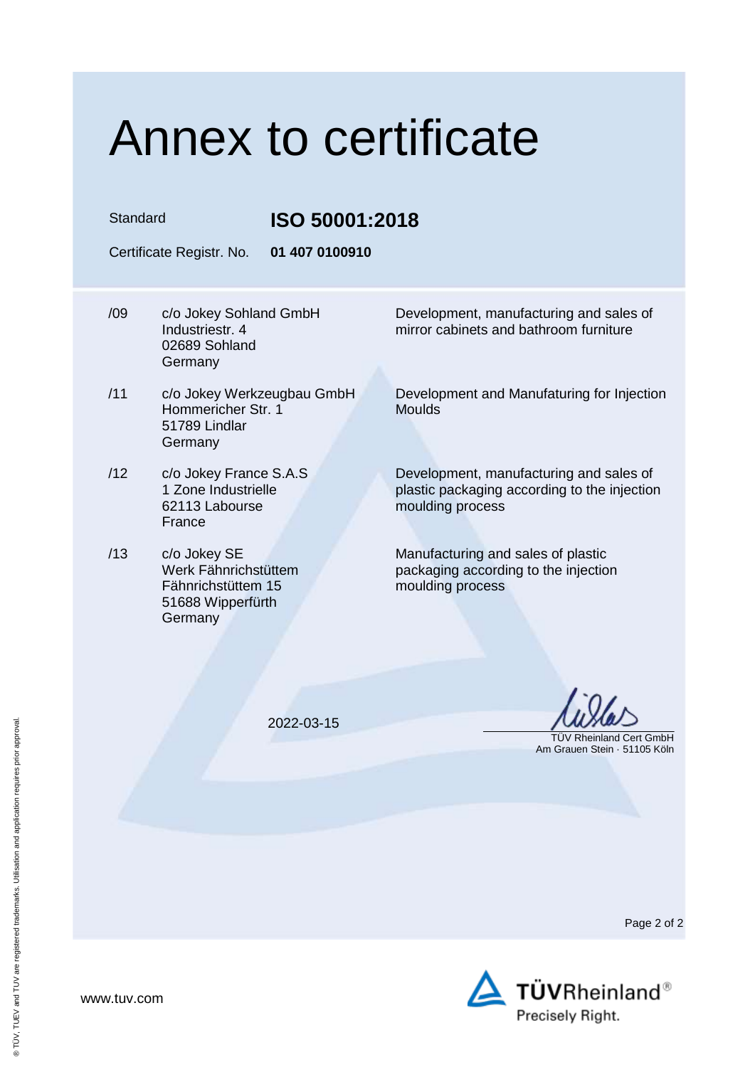# Annex to certificate

Standard **ISO 50001:2018**

Certificate Registr. No. **01 407 0100910**

| | | |
|---|---|---|
| /09 | c/o Jokey Sohland GmbH<br>Industriestr. 4<br>02689 Sohland<br>Germany | Development, manufacturing and sales of mirror cabinets and bathroom furniture |
| /11 | c/o Jokey Werkzeugbau GmbH<br>Hommericher Str. 1<br>51789 Lindlar<br>Germany | Development and Manufaturing for Injection Moulds |
| /12 | c/o Jokey France S.A.S<br>1 Zone Industrielle<br>62113 Labourse<br>France | Development, manufacturing and sales of plastic packaging according to the injection moulding process |
| /13 | c/o Jokey SE<br>Werk Fähnrichstüttem<br>Fähnrichstüttem 15<br>51688 Wipperfürth<br>Germany | Manufacturing and sales of plastic packaging according to the injection moulding process |

2022-03-15

TÜV Rheinland Cert GmbH
Am Grauen Stein · 51105 Köln

www.tuv.com

TÜVRheinland®
Precisely Right.

® TÜV, TUEV and TUV are registered trademarks. Utilisation and application requires prior approval.